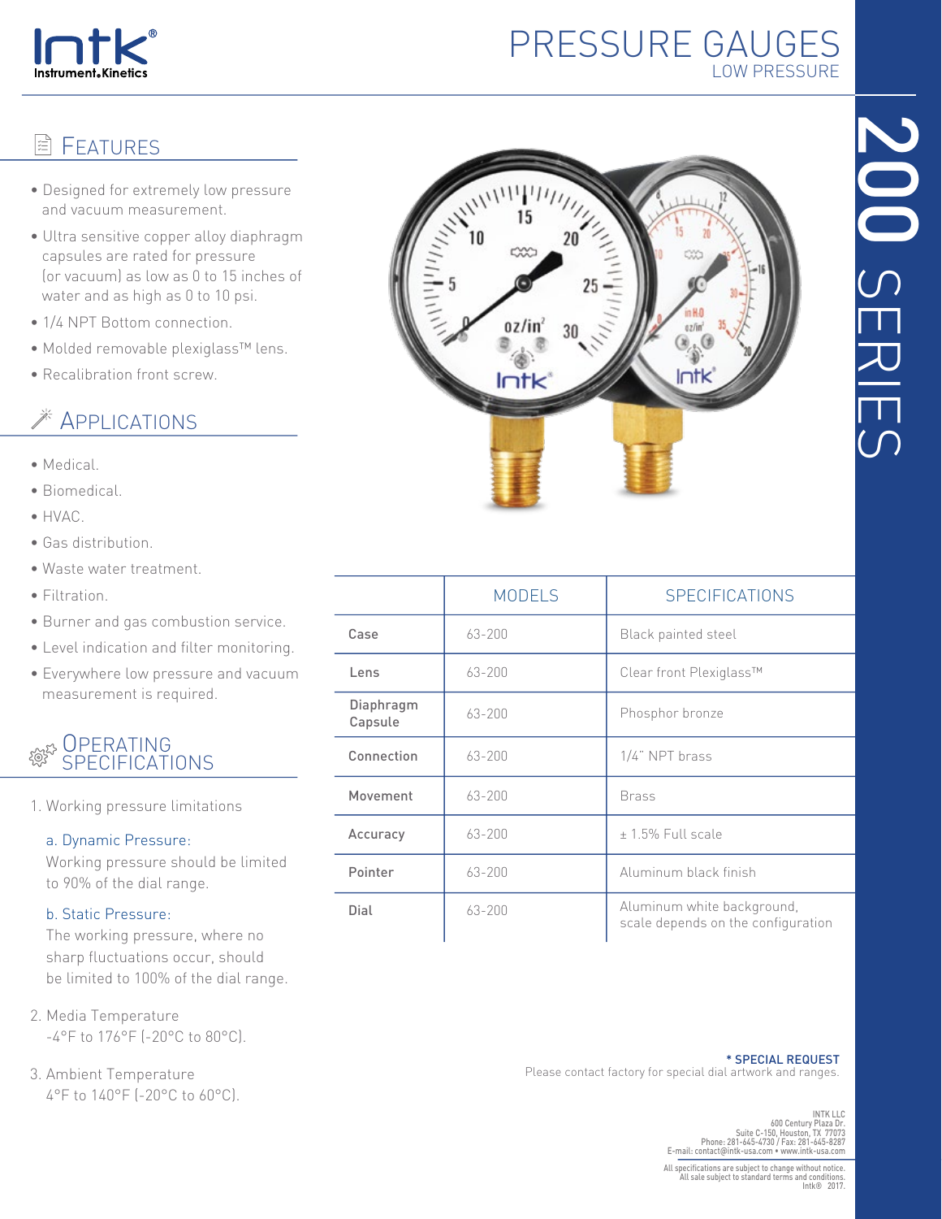Intk® Instrument.Kinetics

# PRESSURE GAUGES

LOW PRESSURE

200 SERIES

## FEATURES

- Designed for extremely low pressure and vacuum measurement.
- Ultra sensitive copper alloy diaphragm capsules are rated for pressure (or vacuum) as low as 0 to 15 inches of water and as high as 0 to 10 psi.
- 1/4 NPT Bottom connection.
- Molded removable plexiglass™ lens.
- Recalibration front screw.

## APPLICATIONS

- Medical.
- Biomedical.
- HVAC.
- Gas distribution.
- Waste water treatment.
- Filtration.
- Burner and gas combustion service.
- Level indication and filter monitoring.
- Everywhere low pressure and vacuum measurement is required.

## OPERATING SPECIFICATIONS

1. Working pressure limitations

   a. Dynamic Pressure:
   Working pressure should be limited to 90% of the dial range.

   b. Static Pressure:
   The working pressure, where no sharp fluctuations occur, should be limited to 100% of the dial range.

2. Media Temperature
   -4°F to 176°F (-20°C to 80°C).

3. Ambient Temperature
   4°F to 140°F (-20°C to 60°C).

| | MODELS | SPECIFICATIONS |
|---|---|---|
| Case | 63-200 | Black painted steel |
| Lens | 63-200 | Clear front Plexiglass™ |
| Diaphragm Capsule | 63-200 | Phosphor bronze |
| Connection | 63-200 | 1/4" NPT brass |
| Movement | 63-200 | Brass |
| Accuracy | 63-200 | ± 1.5% Full scale |
| Pointer | 63-200 | Aluminum black finish |
| Dial | 63-200 | Aluminum white background, scale depends on the configuration |

**\* SPECIAL REQUEST**
Please contact factory for special dial artwork and ranges.

INTK LLC
600 Century Plaza Dr.
Suite C-150, Houston, TX 77073
Phone: 281-645-4730 / Fax: 281-645-8287
E-mail: contact@intk-usa.com • www.intk-usa.com

All specifications are subject to change without notice.
All sale subject to standard terms and conditions.
Intk® 2017.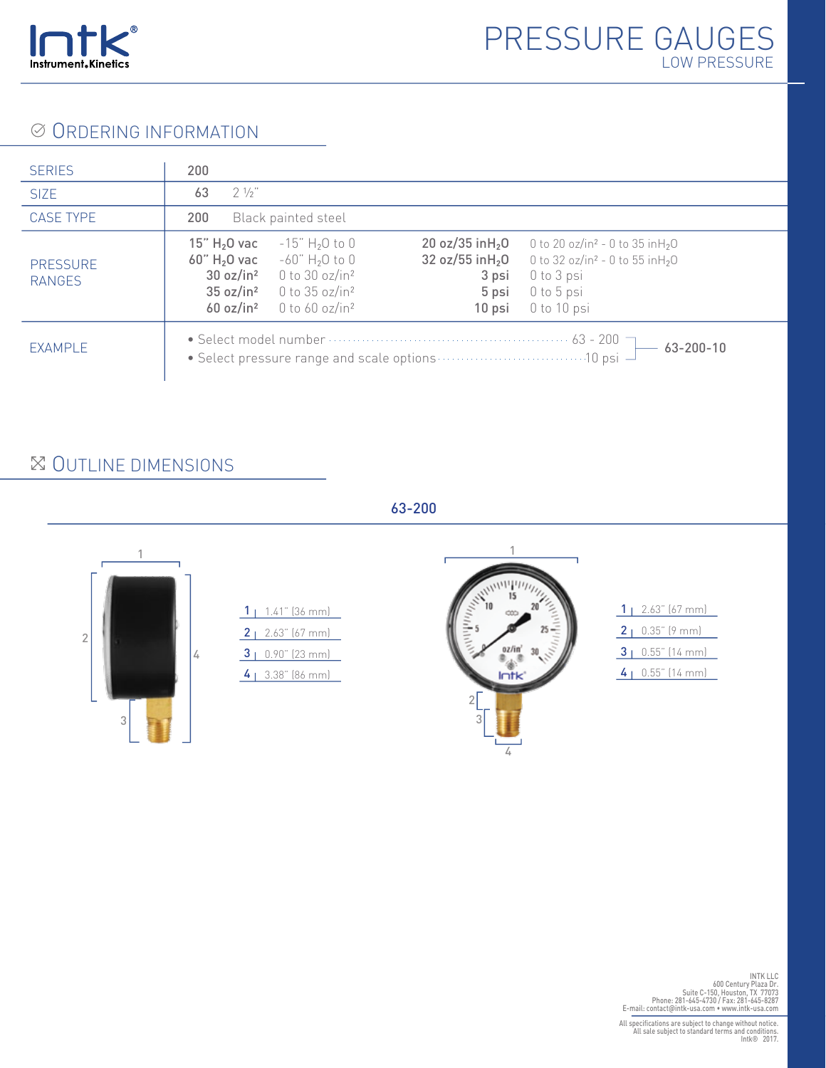# PRESSURE GAUGES
LOW PRESSURE

## ORDERING INFORMATION

| | | | | |
|---|---|---|---|---|
| SERIES | 200 | | | |
| SIZE | 63 | 2 ½" | | |
| CASE TYPE | 200 | Black painted steel | | |
| PRESSURE RANGES | **15" $H_2O$ vac** | -15" $H_2O$ to 0 | **20 oz/35 in$H_2O$** | 0 to 20 oz/in² - 0 to 35 in$H_2O$ |
| | **60" $H_2O$ vac** | -60" $H_2O$ to 0 | **32 oz/55 in$H_2O$** | 0 to 32 oz/in² - 0 to 55 in$H_2O$ |
| | **30 oz/in²** | 0 to 30 oz/in² | **3 psi** | 0 to 3 psi |
| | **35 oz/in²** | 0 to 35 oz/in² | **5 psi** | 0 to 5 psi |
| | **60 oz/in²** | 0 to 60 oz/in² | **10 psi** | 0 to 10 psi |

EXAMPLE

- Select model number ........ 63 - 200
- Select pressure range and scale options ........ 10 psi

**63-200-10**

## OUTLINE DIMENSIONS

**63-200**

| | |
|---|---|
| 1 | 1.41" (36 mm) |
| 2 | 2.63" (67 mm) |
| 3 | 0.90" (23 mm) |
| 4 | 3.38" (86 mm) |

| | |
|---|---|
| 1 | 2.63" (67 mm) |
| 2 | 0.35" (9 mm) |
| 3 | 0.55" (14 mm) |
| 4 | 0.55" (14 mm) |

INTK LLC
600 Century Plaza Dr.
Suite C-150, Houston, TX 77073
Phone: 281-645-4730 / Fax: 281-645-8287
E-mail: contact@intk-usa.com • www.intk-usa.com

All specifications are subject to change without notice.
All sale subject to standard terms and conditions.
Intk® 2017.